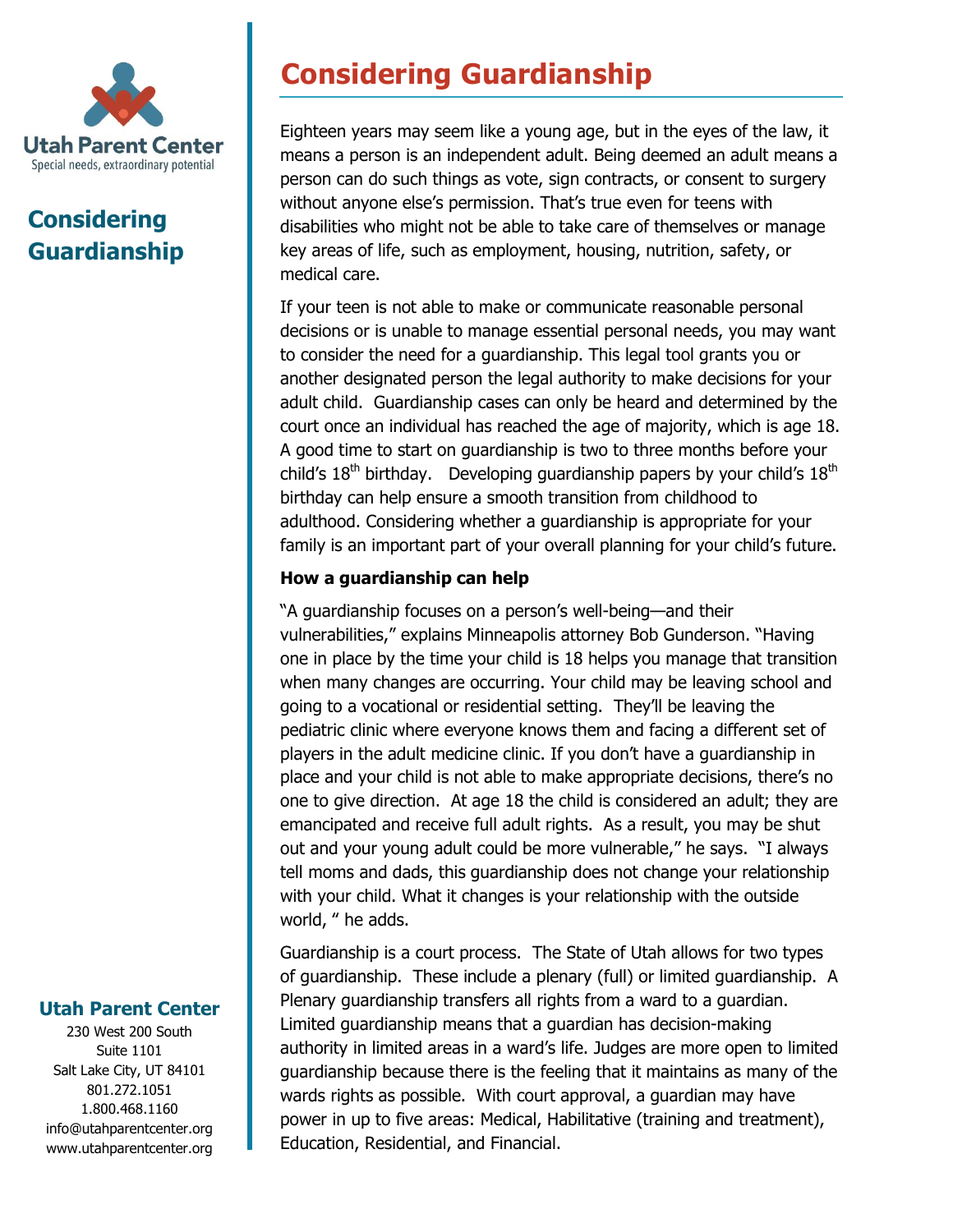# Considering Guardianship

Eighteen years may seem like a young age, but in the eyes of the law, it means a person is an independent adult. Being deemed an adult means a person can do such things as vote, sign contracts, or consent to surgery without anyone else's permission. That's true even for teens with disabilities who might not be able to take care of themselves or manage key areas of life, such as employment, housing, nutrition, safety, or medical care.

If your teen is not able to make or communicate reasonable personal decisions or is unable to manage essential personal needs, you may want to consider the need for a guardianship. This legal tool grants you or another designated person the legal authority to make decisions for your adult child. Guardianship cases can only be heard and determined by the court once an individual has reached the age of majority, which is age 18. A good time to start on guardianship is two to three months before your child's 18th birthday. Developing guardianship papers by your child's 18th birthday can help ensure a smooth transition from childhood to adulthood. Considering whether a guardianship is appropriate for your family is an important part of your overall planning for your child's future.

**How a guardianship can help**

"A guardianship focuses on a person's well-being—and their vulnerabilities," explains Minneapolis attorney Bob Gunderson. "Having one in place by the time your child is 18 helps you manage that transition when many changes are occurring. Your child may be leaving school and going to a vocational or residential setting. They'll be leaving the pediatric clinic where everyone knows them and facing a different set of players in the adult medicine clinic. If you don't have a guardianship in place and your child is not able to make appropriate decisions, there's no one to give direction. At age 18 the child is considered an adult; they are emancipated and receive full adult rights. As a result, you may be shut out and your young adult could be more vulnerable," he says. "I always tell moms and dads, this guardianship does not change your relationship with your child. What it changes is your relationship with the outside world, " he adds.

Guardianship is a court process. The State of Utah allows for two types of guardianship. These include a plenary (full) or limited guardianship. A Plenary guardianship transfers all rights from a ward to a guardian. Limited guardianship means that a guardian has decision-making authority in limited areas in a ward's life. Judges are more open to limited guardianship because there is the feeling that it maintains as many of the wards rights as possible. With court approval, a guardian may have power in up to five areas: Medical, Habilitative (training and treatment), Education, Residential, and Financial.

**Utah Parent Center**
230 West 200 South
Suite 1101
Salt Lake City, UT 84101
801.272.1051
1.800.468.1160
info@utahparentcenter.org
www.utahparentcenter.org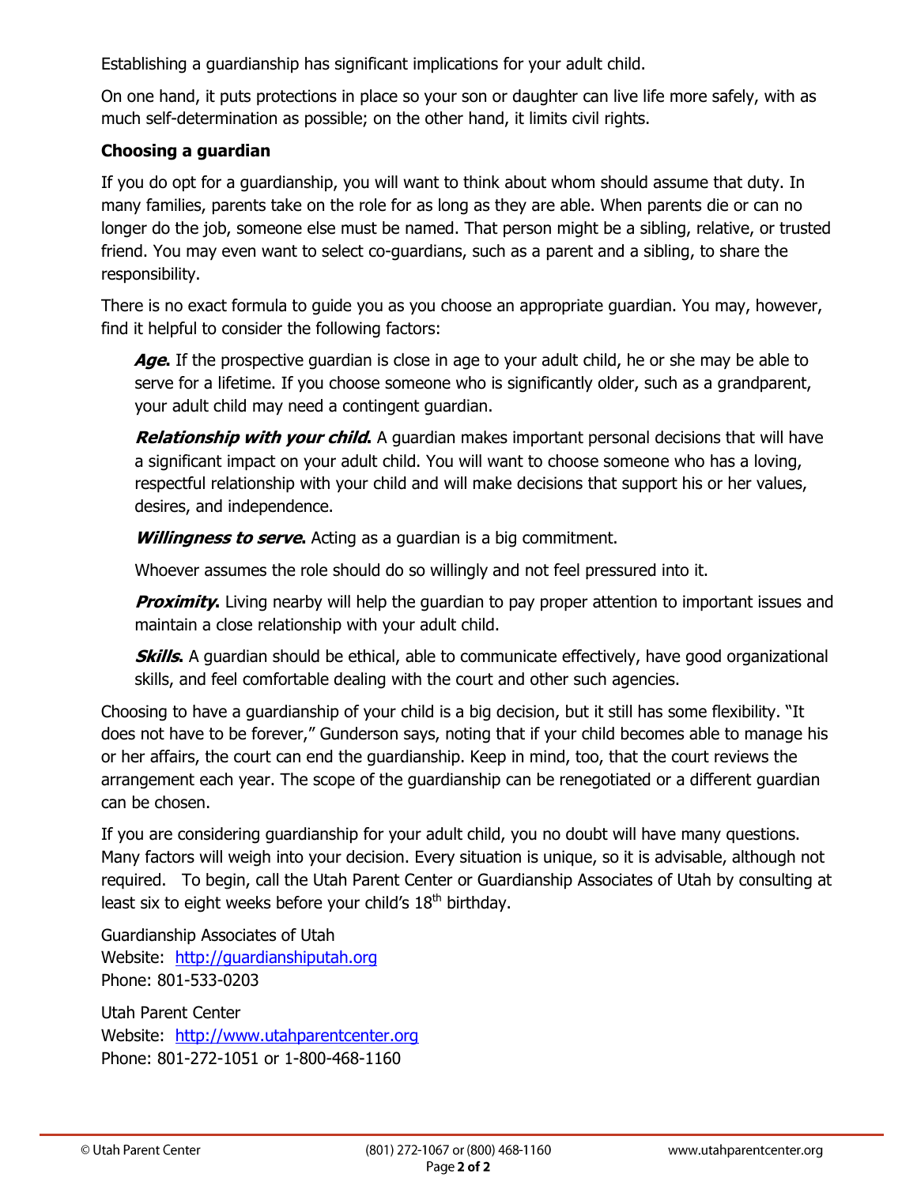Establishing a guardianship has significant implications for your adult child.

On one hand, it puts protections in place so your son or daughter can live life more safely, with as much self-determination as possible; on the other hand, it limits civil rights.

**Choosing a guardian**

If you do opt for a guardianship, you will want to think about whom should assume that duty. In many families, parents take on the role for as long as they are able. When parents die or can no longer do the job, someone else must be named. That person might be a sibling, relative, or trusted friend. You may even want to select co-guardians, such as a parent and a sibling, to share the responsibility.

There is no exact formula to guide you as you choose an appropriate guardian. You may, however, find it helpful to consider the following factors:

> ***Age.*** If the prospective guardian is close in age to your adult child, he or she may be able to serve for a lifetime. If you choose someone who is significantly older, such as a grandparent, your adult child may need a contingent guardian.
>
> ***Relationship with your child.*** A guardian makes important personal decisions that will have a significant impact on your adult child. You will want to choose someone who has a loving, respectful relationship with your child and will make decisions that support his or her values, desires, and independence.
>
> ***Willingness to serve.*** Acting as a guardian is a big commitment.
>
> Whoever assumes the role should do so willingly and not feel pressured into it.
>
> ***Proximity.*** Living nearby will help the guardian to pay proper attention to important issues and maintain a close relationship with your adult child.
>
> ***Skills.*** A guardian should be ethical, able to communicate effectively, have good organizational skills, and feel comfortable dealing with the court and other such agencies.

Choosing to have a guardianship of your child is a big decision, but it still has some flexibility. "It does not have to be forever," Gunderson says, noting that if your child becomes able to manage his or her affairs, the court can end the guardianship. Keep in mind, too, that the court reviews the arrangement each year. The scope of the guardianship can be renegotiated or a different guardian can be chosen.

If you are considering guardianship for your adult child, you no doubt will have many questions. Many factors will weigh into your decision. Every situation is unique, so it is advisable, although not required. To begin, call the Utah Parent Center or Guardianship Associates of Utah by consulting at least six to eight weeks before your child's 18th birthday.

Guardianship Associates of Utah
Website: http://guardianshiputah.org
Phone: 801-533-0203

Utah Parent Center
Website: http://www.utahparentcenter.org
Phone: 801-272-1051 or 1-800-468-1160